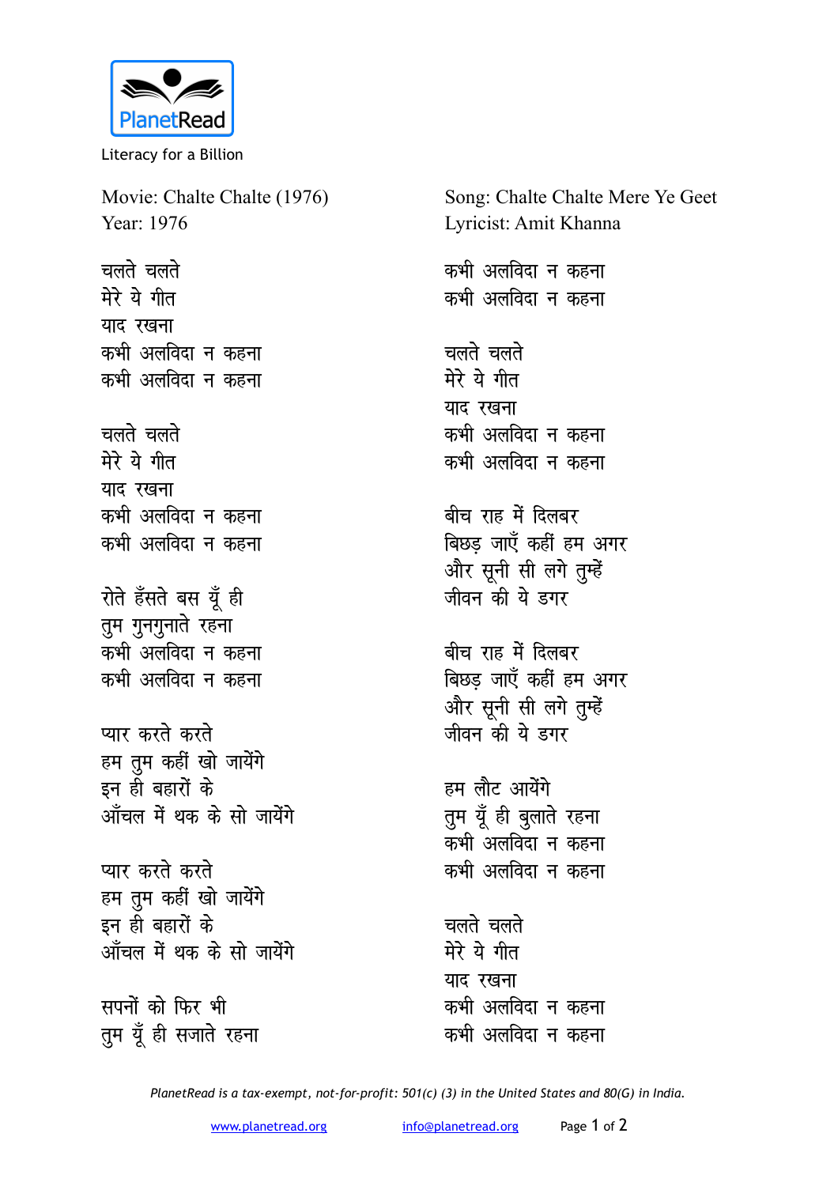PlanetRead

Literacy for a Billion

Movie: Chalte Chalte (1976)
Year: 1976

Song: Chalte Chalte Mere Ye Geet
Lyricist: Amit Khanna

चलते चलते
मेरे ये गीत
याद रखना
कभी अलविदा न कहना
कभी अलविदा न कहना

चलते चलते
मेरे ये गीत
याद रखना
कभी अलविदा न कहना
कभी अलविदा न कहना

रोते हँसते बस यूँ ही
तुम गुनगुनाते रहना
कभी अलविदा न कहना
कभी अलविदा न कहना

प्यार करते करते
हम तुम कहीं खो जायेंगे
इन ही बहारों के
आँचल में थक के सो जायेंगे

प्यार करते करते
हम तुम कहीं खो जायेंगे
इन ही बहारों के
आँचल में थक के सो जायेंगे

सपनों को फिर भी
तुम यूँ ही सजाते रहना
कभी अलविदा न कहना
कभी अलविदा न कहना

चलते चलते
मेरे ये गीत
याद रखना
कभी अलविदा न कहना
कभी अलविदा न कहना

बीच राह में दिलबर
बिछड़ जाएँ कहीं हम अगर
और सूनी सी लगे तुम्हें
जीवन की ये डगर

बीच राह में दिलबर
बिछड़ जाएँ कहीं हम अगर
और सूनी सी लगे तुम्हें
जीवन की ये डगर

हम लौट आयेंगे
तुम यूँ ही बुलाते रहना
कभी अलविदा न कहना
कभी अलविदा न कहना

चलते चलते
मेरे ये गीत
याद रखना
कभी अलविदा न कहना
कभी अलविदा न कहना

*PlanetRead is a tax-exempt, not-for-profit: 501(c) (3) in the United States and 80(G) in India.*

www.planetread.org    info@planetread.org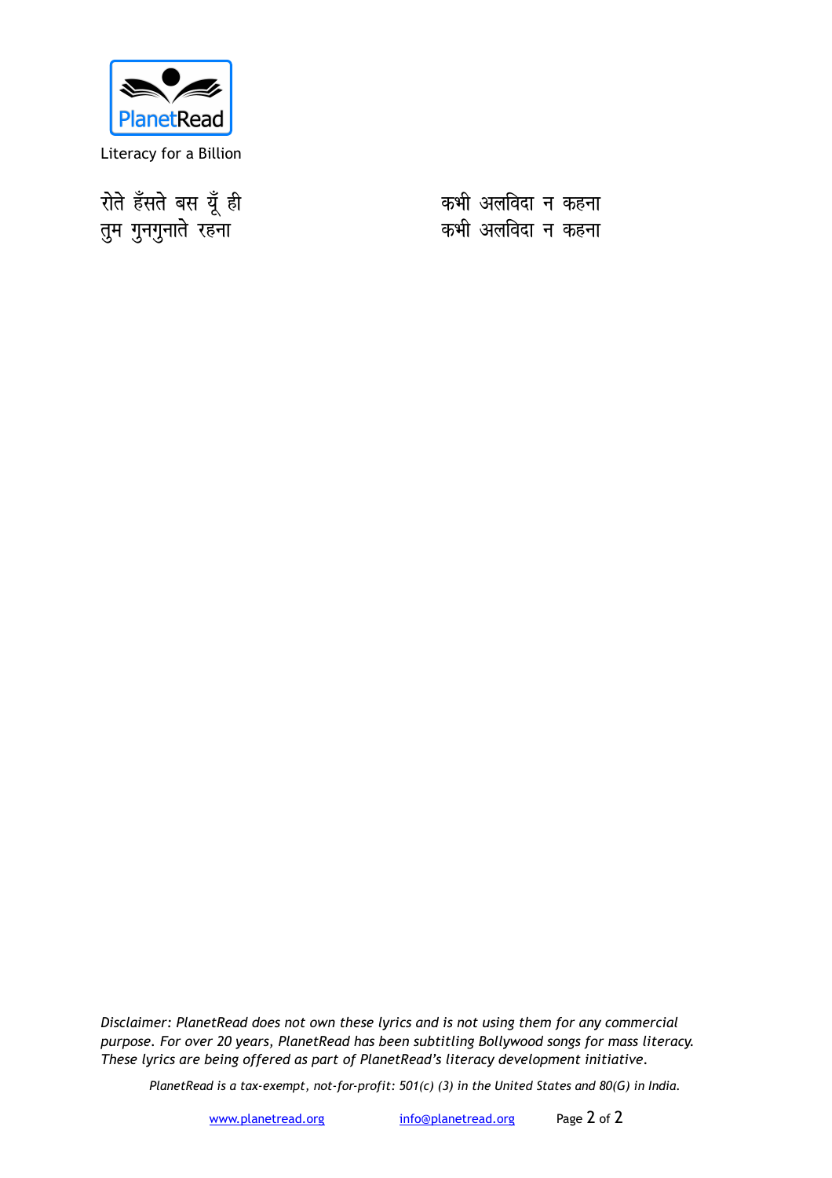Literacy for a Billion

रोते हँसते बस यूँ ही
तुम गुनगुनाते रहना

कभी अलविदा न कहना
कभी अलविदा न कहना

*Disclaimer: PlanetRead does not own these lyrics and is not using them for any commercial purpose. For over 20 years, PlanetRead has been subtitling Bollywood songs for mass literacy. These lyrics are being offered as part of PlanetRead's literacy development initiative.*

*PlanetRead is a tax-exempt, not-for-profit: 501(c) (3) in the United States and 80(G) in India.*

www.planetread.org info@planetread.org